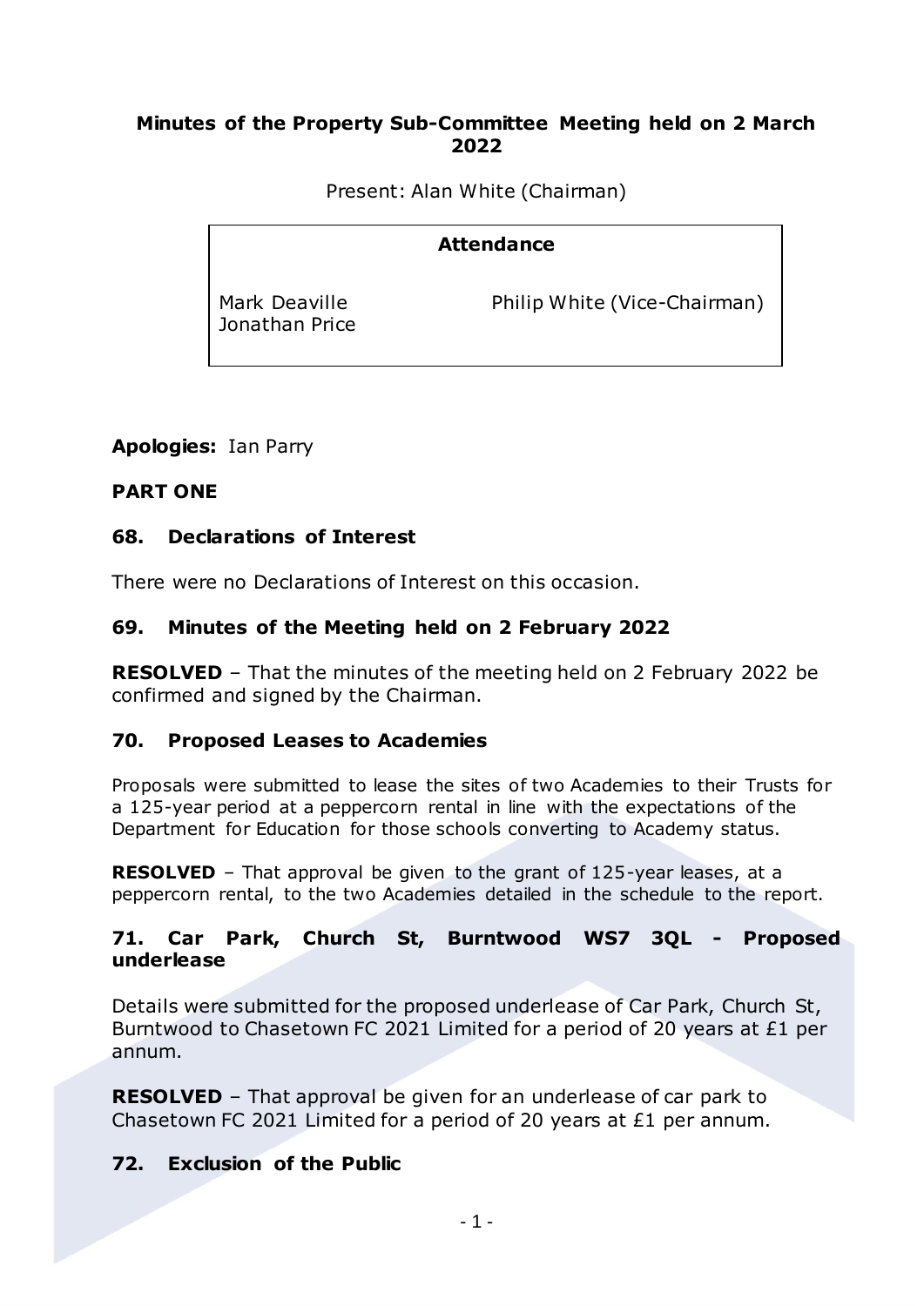# Minutes of the Property Sub-Committee Meeting held on 2 March 2022

Present: Alan White (Chairman)

| Attendance | |
|---|---|
| Mark Deaville | Philip White (Vice-Chairman) |
| Jonathan Price | |

**Apologies:** Ian Parry

**PART ONE**

## 68. Declarations of Interest

There were no Declarations of Interest on this occasion.

## 69. Minutes of the Meeting held on 2 February 2022

**RESOLVED** – That the minutes of the meeting held on 2 February 2022 be confirmed and signed by the Chairman.

## 70. Proposed Leases to Academies

Proposals were submitted to lease the sites of two Academies to their Trusts for a 125-year period at a peppercorn rental in line with the expectations of the Department for Education for those schools converting to Academy status.

**RESOLVED** – That approval be given to the grant of 125-year leases, at a peppercorn rental, to the two Academies detailed in the schedule to the report.

## 71. Car Park, Church St, Burntwood WS7 3QL - Proposed underlease

Details were submitted for the proposed underlease of Car Park, Church St, Burntwood to Chasetown FC 2021 Limited for a period of 20 years at £1 per annum.

**RESOLVED** – That approval be given for an underlease of car park to Chasetown FC 2021 Limited for a period of 20 years at £1 per annum.

## 72. Exclusion of the Public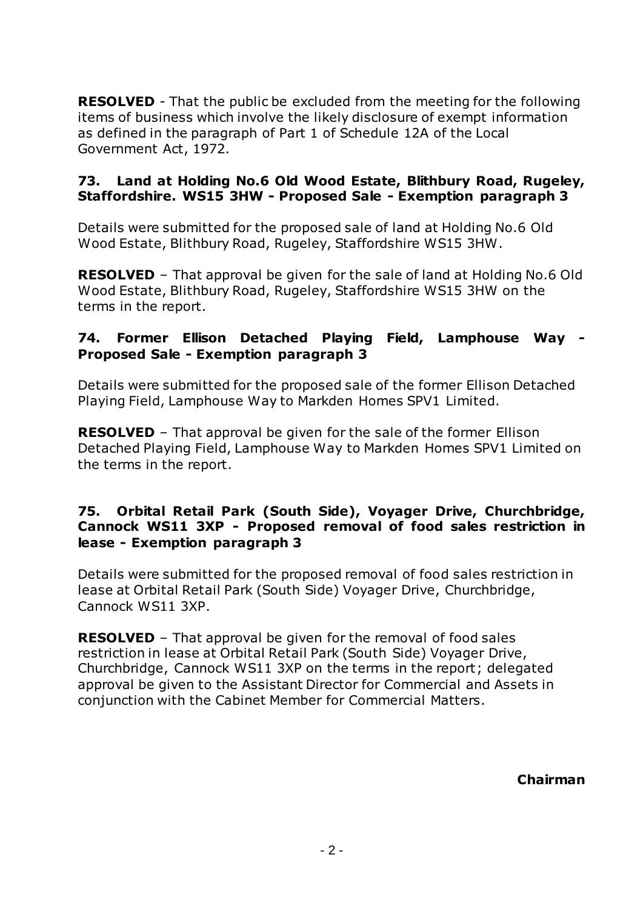**RESOLVED** - That the public be excluded from the meeting for the following items of business which involve the likely disclosure of exempt information as defined in the paragraph of Part 1 of Schedule 12A of the Local Government Act, 1972.

### 73. Land at Holding No.6 Old Wood Estate, Blithbury Road, Rugeley, Staffordshire. WS15 3HW - Proposed Sale - Exemption paragraph 3

Details were submitted for the proposed sale of land at Holding No.6 Old Wood Estate, Blithbury Road, Rugeley, Staffordshire WS15 3HW.

**RESOLVED** – That approval be given for the sale of land at Holding No.6 Old Wood Estate, Blithbury Road, Rugeley, Staffordshire WS15 3HW on the terms in the report.

### 74. Former Ellison Detached Playing Field, Lamphouse Way - Proposed Sale - Exemption paragraph 3

Details were submitted for the proposed sale of the former Ellison Detached Playing Field, Lamphouse Way to Markden Homes SPV1 Limited.

**RESOLVED** – That approval be given for the sale of the former Ellison Detached Playing Field, Lamphouse Way to Markden Homes SPV1 Limited on the terms in the report.

### 75. Orbital Retail Park (South Side), Voyager Drive, Churchbridge, Cannock WS11 3XP - Proposed removal of food sales restriction in lease - Exemption paragraph 3

Details were submitted for the proposed removal of food sales restriction in lease at Orbital Retail Park (South Side) Voyager Drive, Churchbridge, Cannock WS11 3XP.

**RESOLVED** – That approval be given for the removal of food sales restriction in lease at Orbital Retail Park (South Side) Voyager Drive, Churchbridge, Cannock WS11 3XP on the terms in the report; delegated approval be given to the Assistant Director for Commercial and Assets in conjunction with the Cabinet Member for Commercial Matters.

**Chairman**